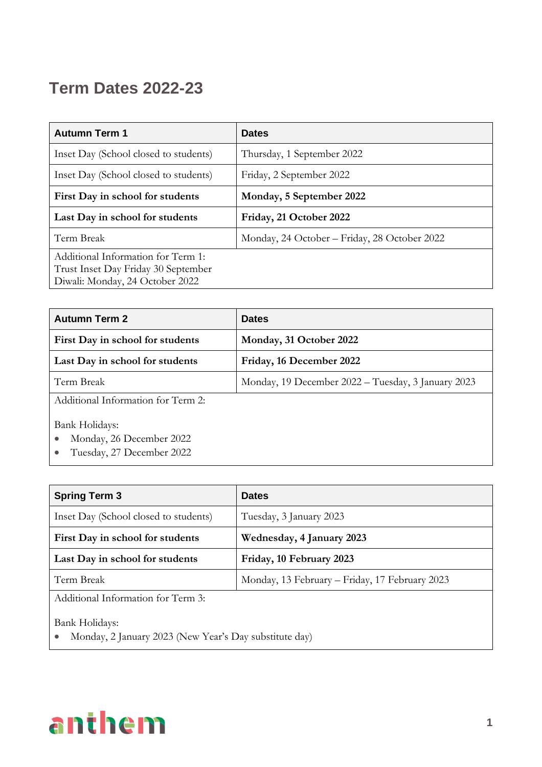# Term Dates 2022-23

| Autumn Term 1 | Dates |
|---|---|
| Inset Day (School closed to students) | Thursday, 1 September 2022 |
| Inset Day (School closed to students) | Friday, 2 September 2022 |
| **First Day in school for students** | **Monday, 5 September 2022** |
| **Last Day in school for students** | **Friday, 21 October 2022** |
| Term Break | Monday, 24 October – Friday, 28 October 2022 |
| Additional Information for Term 1: Trust Inset Day Friday 30 September Diwali: Monday, 24 October 2022 | |

| Autumn Term 2 | Dates |
|---|---|
| **First Day in school for students** | **Monday, 31 October 2022** |
| **Last Day in school for students** | **Friday, 16 December 2022** |
| Term Break | Monday, 19 December 2022 – Tuesday, 3 January 2023 |
| Additional Information for Term 2: Bank Holidays: • Monday, 26 December 2022 • Tuesday, 27 December 2022 | |

| Spring Term 3 | Dates |
|---|---|
| Inset Day (School closed to students) | Tuesday, 3 January 2023 |
| **First Day in school for students** | **Wednesday, 4 January 2023** |
| **Last Day in school for students** | **Friday, 10 February 2023** |
| Term Break | Monday, 13 February – Friday, 17 February 2023 |
| Additional Information for Term 3: Bank Holidays: • Monday, 2 January 2023 (New Year's Day substitute day) | |

anthem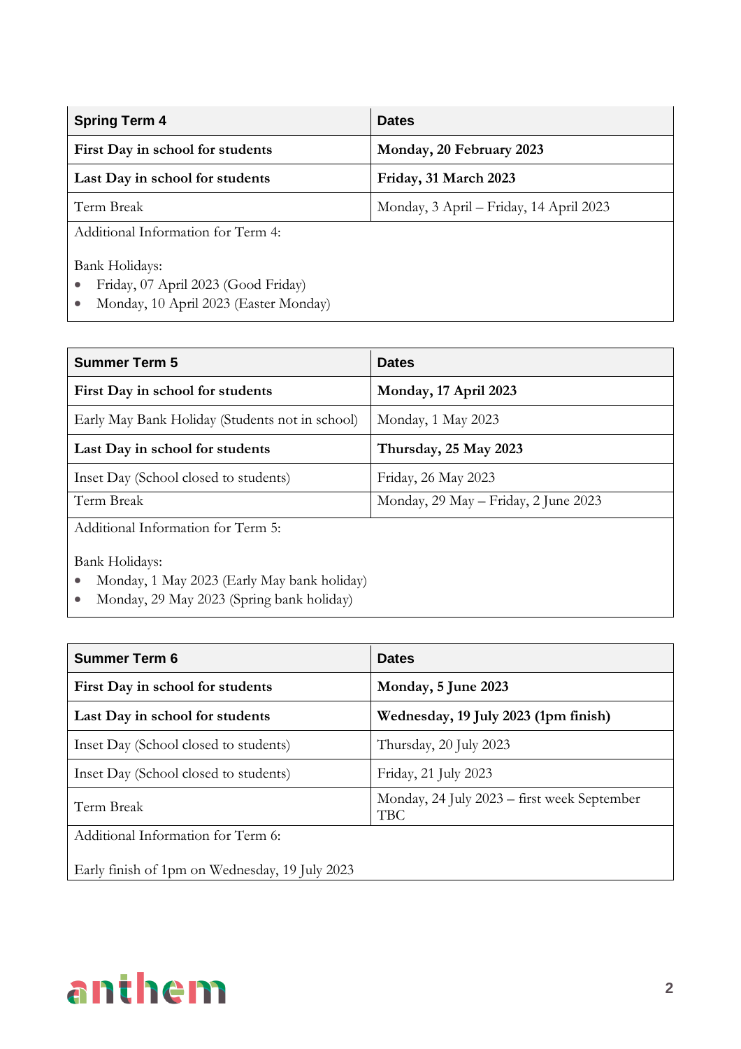| Spring Term 4 | Dates |
|---|---|
| **First Day in school for students** | **Monday, 20 February 2023** |
| **Last Day in school for students** | **Friday, 31 March 2023** |
| Term Break | Monday, 3 April – Friday, 14 April 2023 |

Additional Information for Term 4:

Bank Holidays:

- Friday, 07 April 2023 (Good Friday)
- Monday, 10 April 2023 (Easter Monday)

| Summer Term 5 | Dates |
|---|---|
| **First Day in school for students** | **Monday, 17 April 2023** |
| Early May Bank Holiday (Students not in school) | Monday, 1 May 2023 |
| **Last Day in school for students** | **Thursday, 25 May 2023** |
| Inset Day (School closed to students) | Friday, 26 May 2023 |
| Term Break | Monday, 29 May – Friday, 2 June 2023 |

Additional Information for Term 5:

Bank Holidays:

- Monday, 1 May 2023 (Early May bank holiday)
- Monday, 29 May 2023 (Spring bank holiday)

| Summer Term 6 | Dates |
|---|---|
| **First Day in school for students** | **Monday, 5 June 2023** |
| **Last Day in school for students** | **Wednesday, 19 July 2023 (1pm finish)** |
| Inset Day (School closed to students) | Thursday, 20 July 2023 |
| Inset Day (School closed to students) | Friday, 21 July 2023 |
| Term Break | Monday, 24 July 2023 – first week September TBC |

Additional Information for Term 6:

Early finish of 1pm on Wednesday, 19 July 2023

anthem